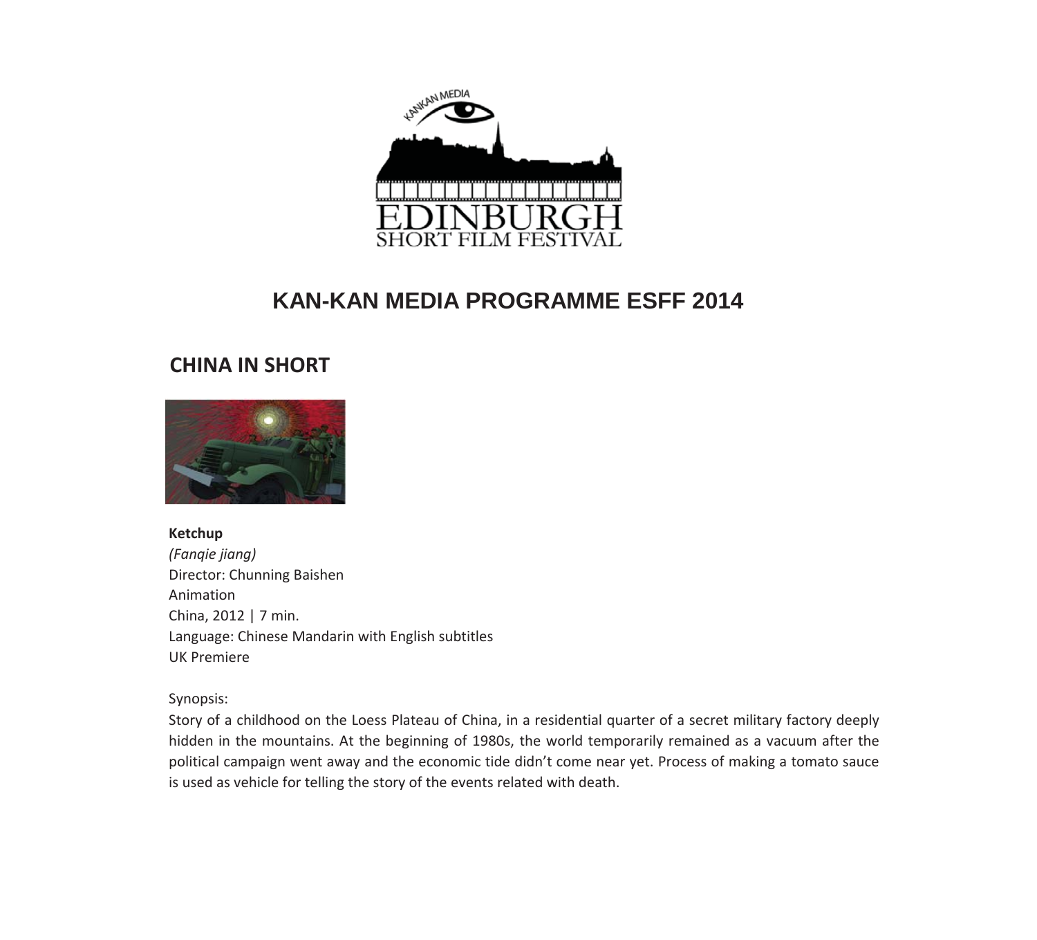# KAN-KAN MEDIA PROGRAMME ESFF 2014

## CHINA IN SHORT

**Ketchup**
*(Fanqie jiang)*
Director: Chunning Baishen
Animation
China, 2012 | 7 min.
Language: Chinese Mandarin with English subtitles
UK Premiere

Synopsis:
Story of a childhood on the Loess Plateau of China, in a residential quarter of a secret military factory deeply hidden in the mountains. At the beginning of 1980s, the world temporarily remained as a vacuum after the political campaign went away and the economic tide didn't come near yet. Process of making a tomato sauce is used as vehicle for telling the story of the events related with death.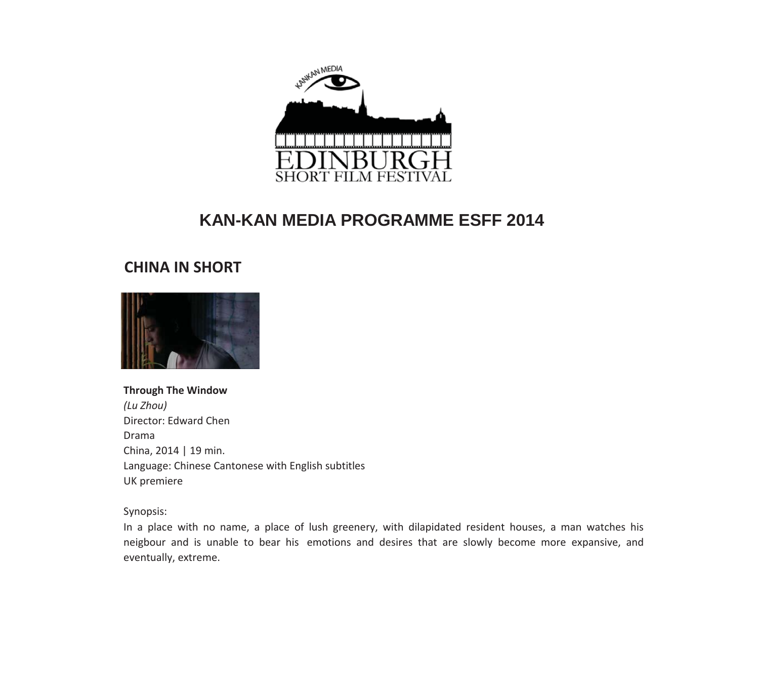# KAN-KAN MEDIA PROGRAMME ESFF 2014

## CHINA IN SHORT

**Through The Window**
*(Lu Zhou)*
Director: Edward Chen
Drama
China, 2014 | 19 min.
Language: Chinese Cantonese with English subtitles
UK premiere

Synopsis:
In a place with no name, a place of lush greenery, with dilapidated resident houses, a man watches his neigbour and is unable to bear his emotions and desires that are slowly become more expansive, and eventually, extreme.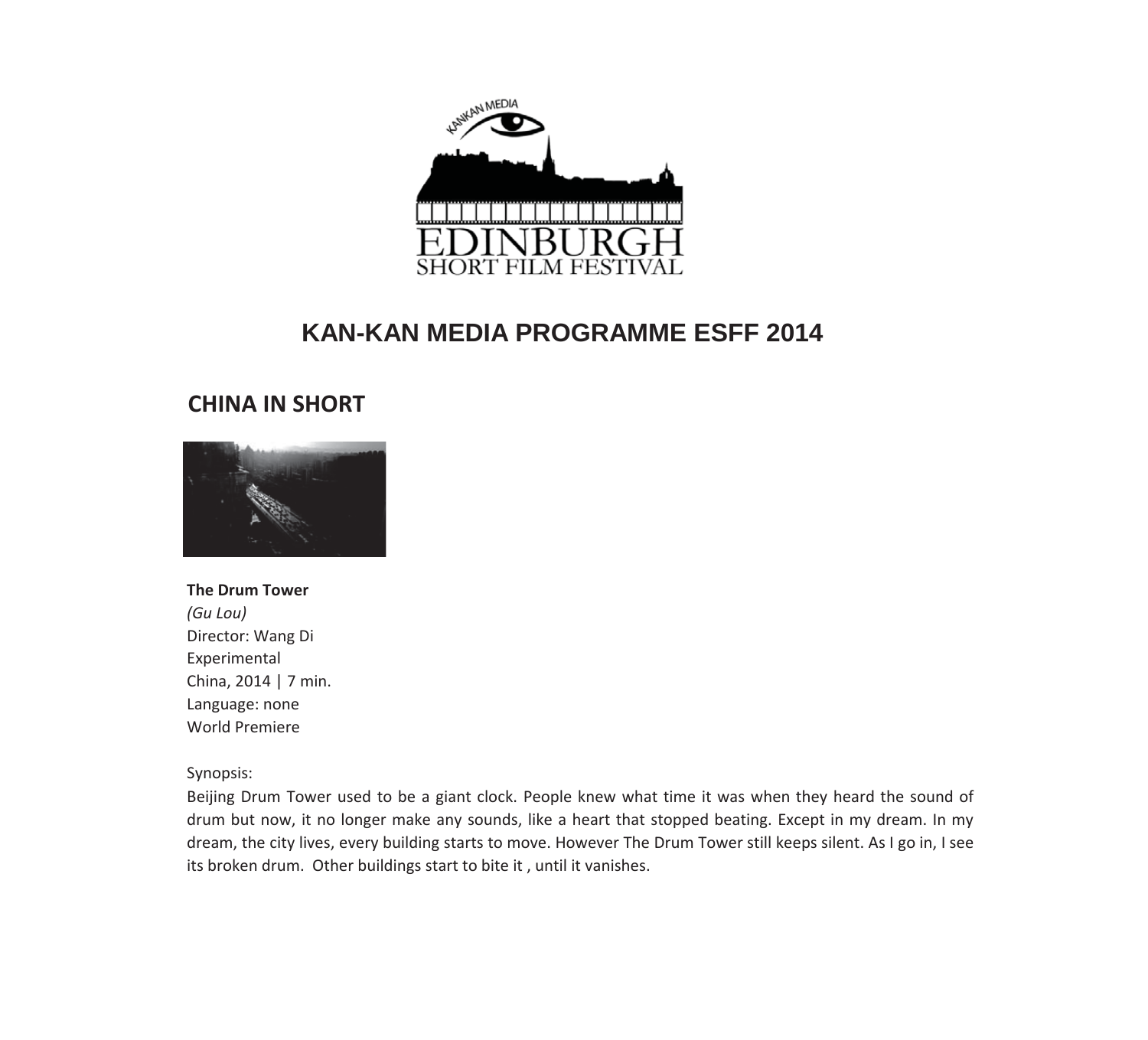# KAN-KAN MEDIA PROGRAMME ESFF 2014

## CHINA IN SHORT

**The Drum Tower**
*(Gu Lou)*
Director: Wang Di
Experimental
China, 2014 | 7 min.
Language: none
World Premiere

Synopsis:
Beijing Drum Tower used to be a giant clock. People knew what time it was when they heard the sound of drum but now, it no longer make any sounds, like a heart that stopped beating. Except in my dream. In my dream, the city lives, every building starts to move. However The Drum Tower still keeps silent. As I go in, I see its broken drum. Other buildings start to bite it , until it vanishes.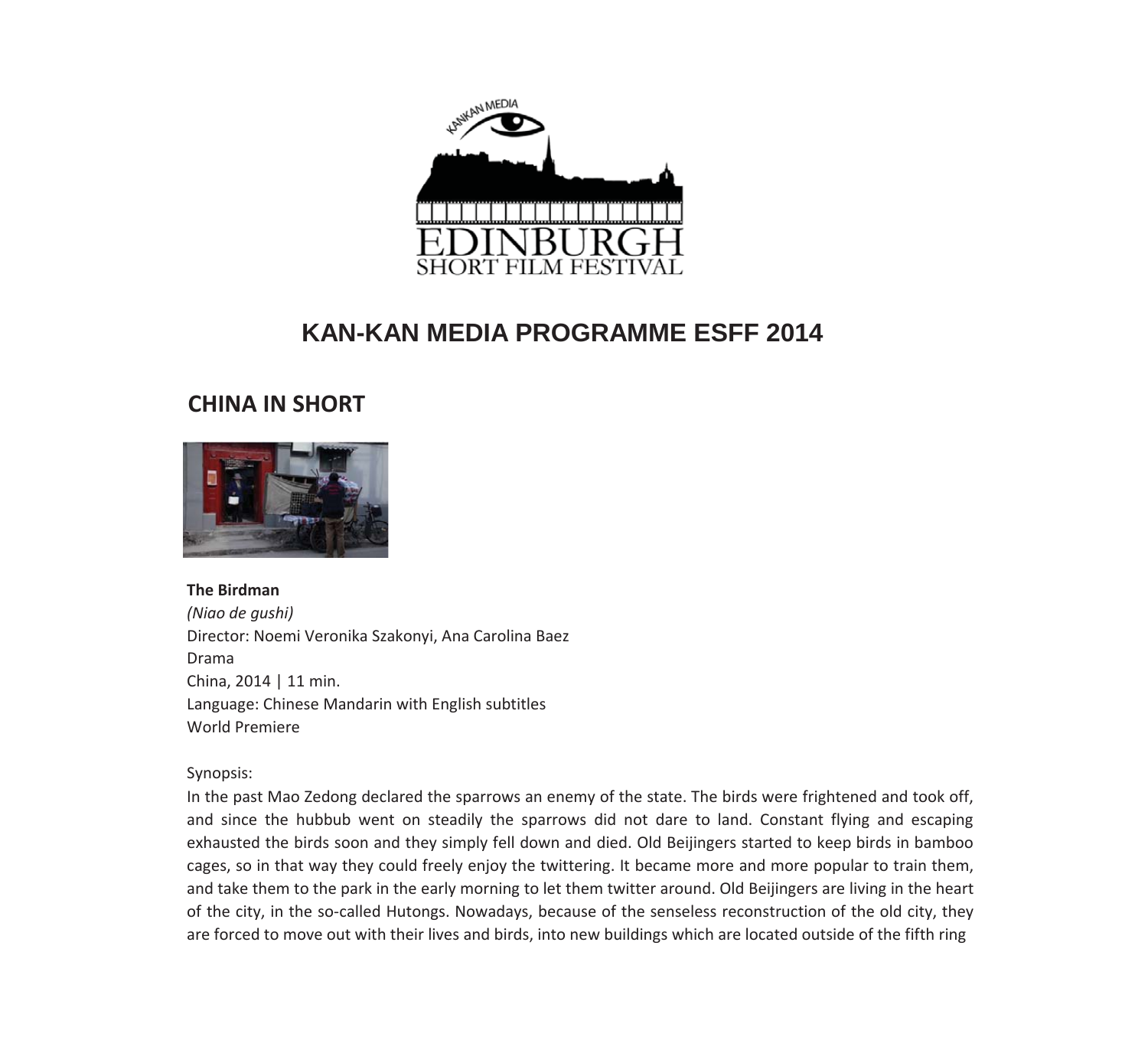# KAN-KAN MEDIA PROGRAMME ESFF 2014

## CHINA IN SHORT

**The Birdman**
*(Niao de gushi)*
Director: Noemi Veronika Szakonyi, Ana Carolina Baez
Drama
China, 2014 | 11 min.
Language: Chinese Mandarin with English subtitles
World Premiere

Synopsis:
In the past Mao Zedong declared the sparrows an enemy of the state. The birds were frightened and took off, and since the hubbub went on steadily the sparrows did not dare to land. Constant flying and escaping exhausted the birds soon and they simply fell down and died. Old Beijingers started to keep birds in bamboo cages, so in that way they could freely enjoy the twittering. It became more and more popular to train them, and take them to the park in the early morning to let them twitter around. Old Beijingers are living in the heart of the city, in the so-called Hutongs. Nowadays, because of the senseless reconstruction of the old city, they are forced to move out with their lives and birds, into new buildings which are located outside of the fifth ring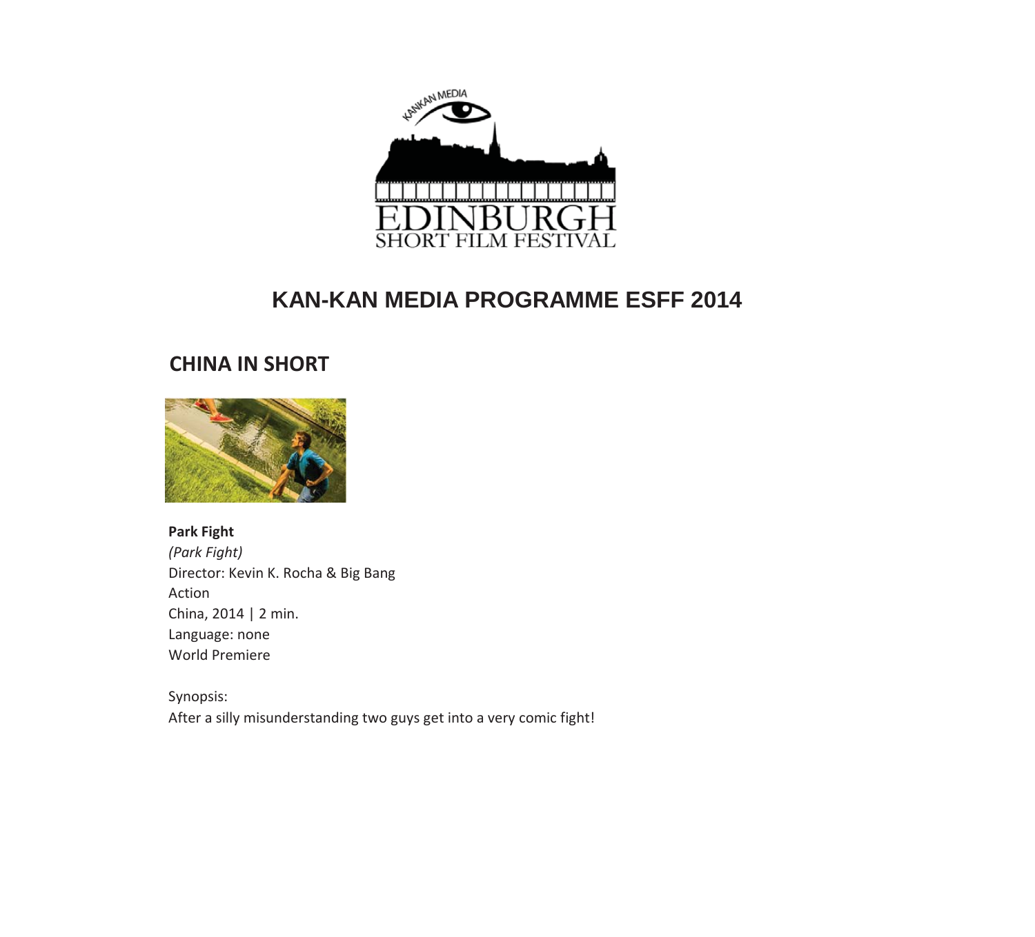# KAN-KAN MEDIA PROGRAMME ESFF 2014

## CHINA IN SHORT

**Park Fight**
*(Park Fight)*
Director: Kevin K. Rocha & Big Bang
Action
China, 2014 | 2 min.
Language: none
World Premiere

Synopsis:
After a silly misunderstanding two guys get into a very comic fight!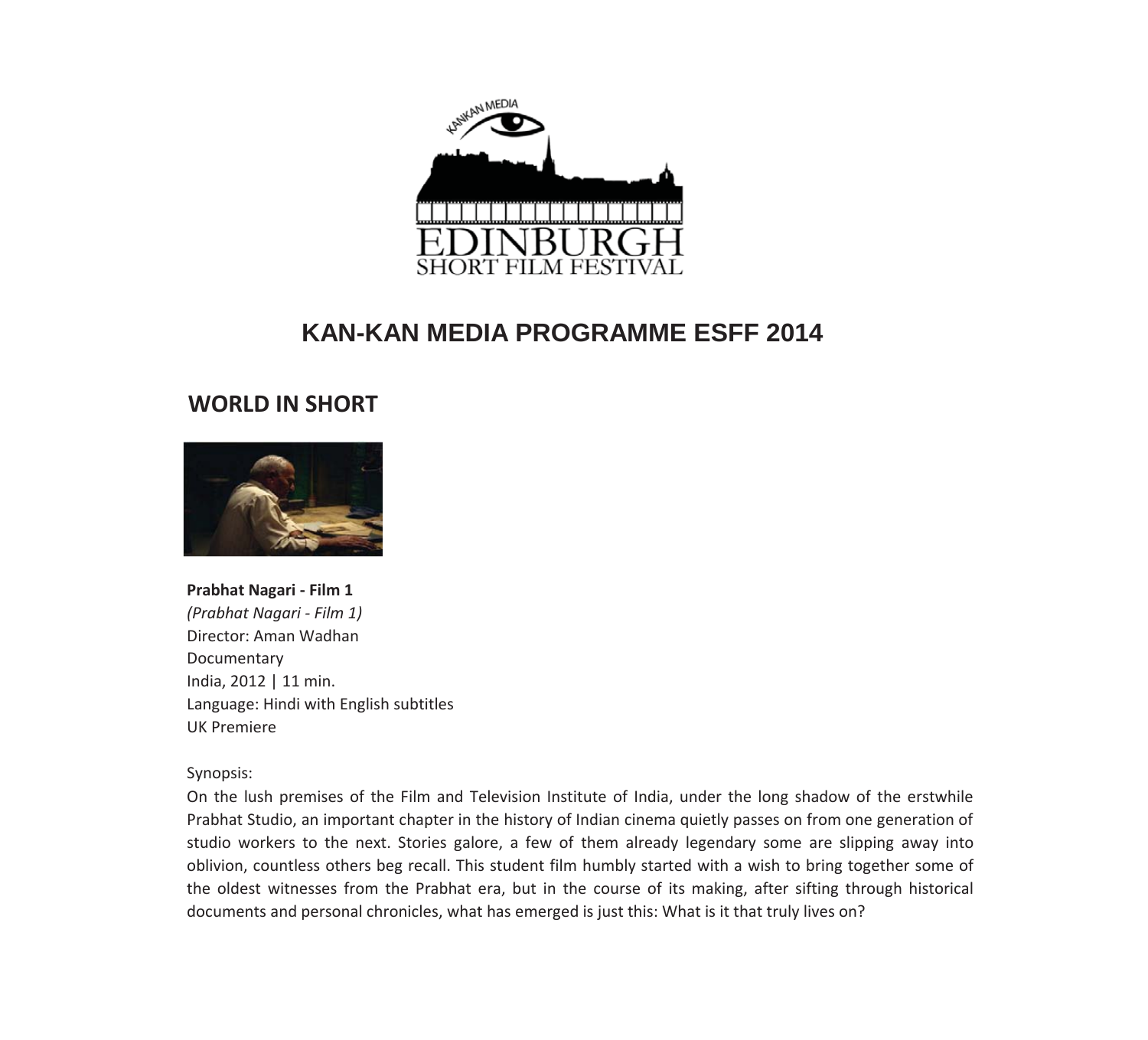# KAN-KAN MEDIA PROGRAMME ESFF 2014

## WORLD IN SHORT

**Prabhat Nagari - Film 1**
*(Prabhat Nagari - Film 1)*
Director: Aman Wadhan
Documentary
India, 2012 | 11 min.
Language: Hindi with English subtitles
UK Premiere

Synopsis:
On the lush premises of the Film and Television Institute of India, under the long shadow of the erstwhile Prabhat Studio, an important chapter in the history of Indian cinema quietly passes on from one generation of studio workers to the next. Stories galore, a few of them already legendary some are slipping away into oblivion, countless others beg recall. This student film humbly started with a wish to bring together some of the oldest witnesses from the Prabhat era, but in the course of its making, after sifting through historical documents and personal chronicles, what has emerged is just this: What is it that truly lives on?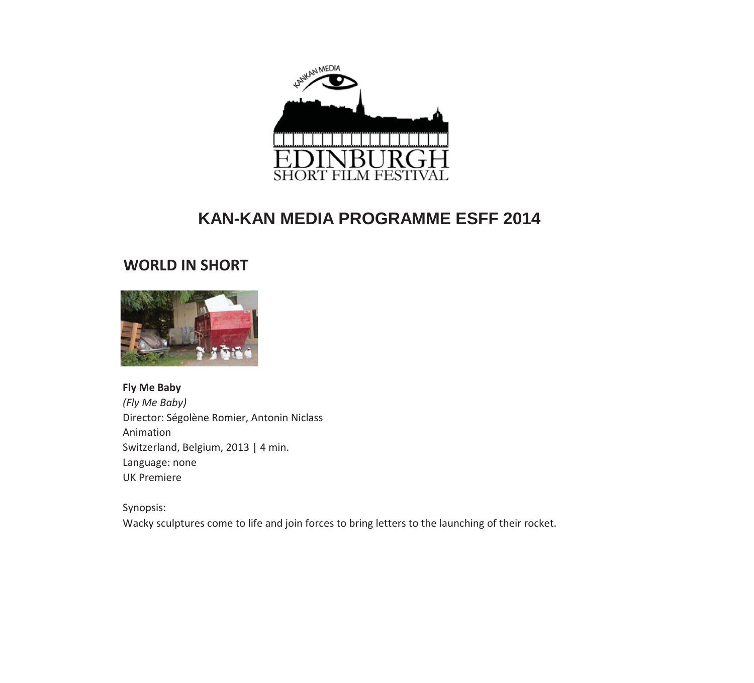# KAN-KAN MEDIA PROGRAMME ESFF 2014

## WORLD IN SHORT

**Fly Me Baby**
*(Fly Me Baby)*
Director: Ségolène Romier, Antonin Niclass
Animation
Switzerland, Belgium, 2013 | 4 min.
Language: none
UK Premiere

Synopsis:
Wacky sculptures come to life and join forces to bring letters to the launching of their rocket.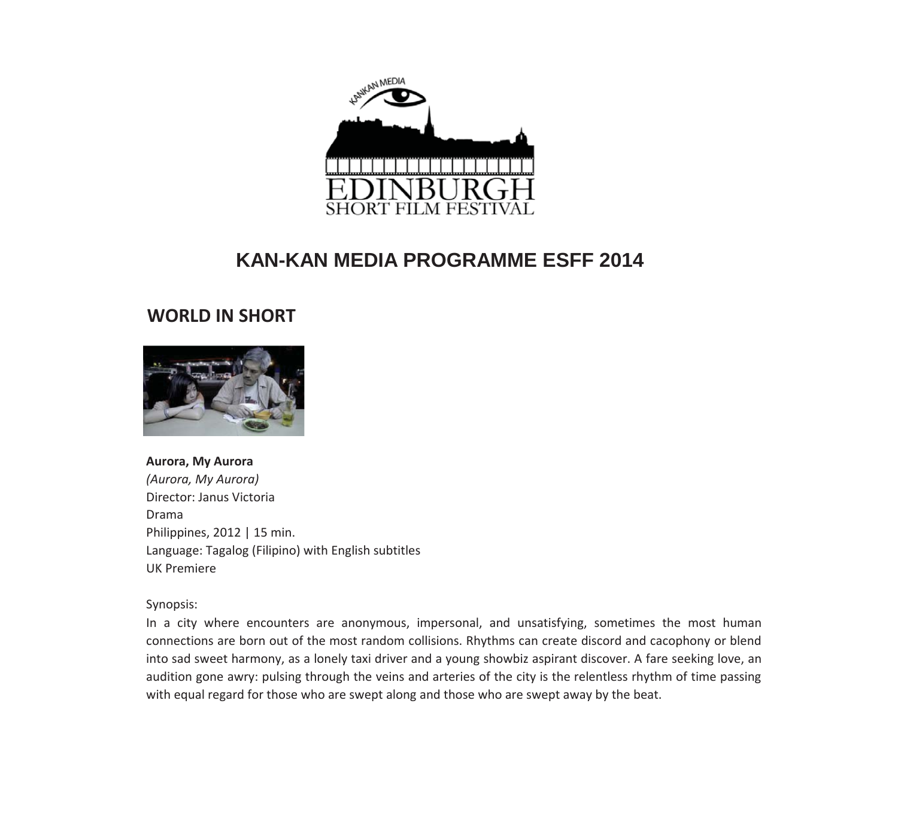# KAN-KAN MEDIA PROGRAMME ESFF 2014

## WORLD IN SHORT

**Aurora, My Aurora**
*(Aurora, My Aurora)*
Director: Janus Victoria
Drama
Philippines, 2012 | 15 min.
Language: Tagalog (Filipino) with English subtitles
UK Premiere

Synopsis:
In a city where encounters are anonymous, impersonal, and unsatisfying, sometimes the most human connections are born out of the most random collisions. Rhythms can create discord and cacophony or blend into sad sweet harmony, as a lonely taxi driver and a young showbiz aspirant discover. A fare seeking love, an audition gone awry: pulsing through the veins and arteries of the city is the relentless rhythm of time passing with equal regard for those who are swept along and those who are swept away by the beat.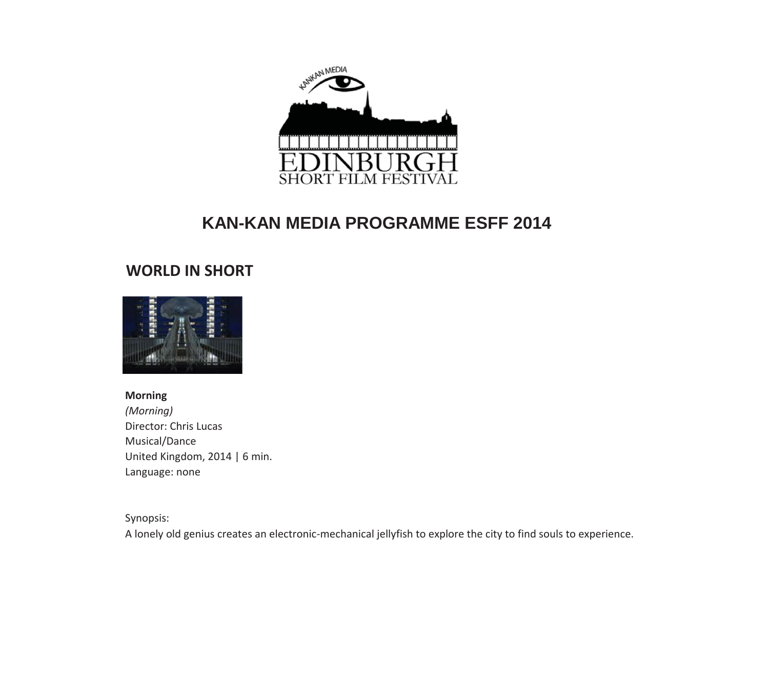# KAN-KAN MEDIA PROGRAMME ESFF 2014

## WORLD IN SHORT

**Morning**
*(Morning)*
Director: Chris Lucas
Musical/Dance
United Kingdom, 2014 | 6 min.
Language: none

Synopsis:
A lonely old genius creates an electronic-mechanical jellyfish to explore the city to find souls to experience.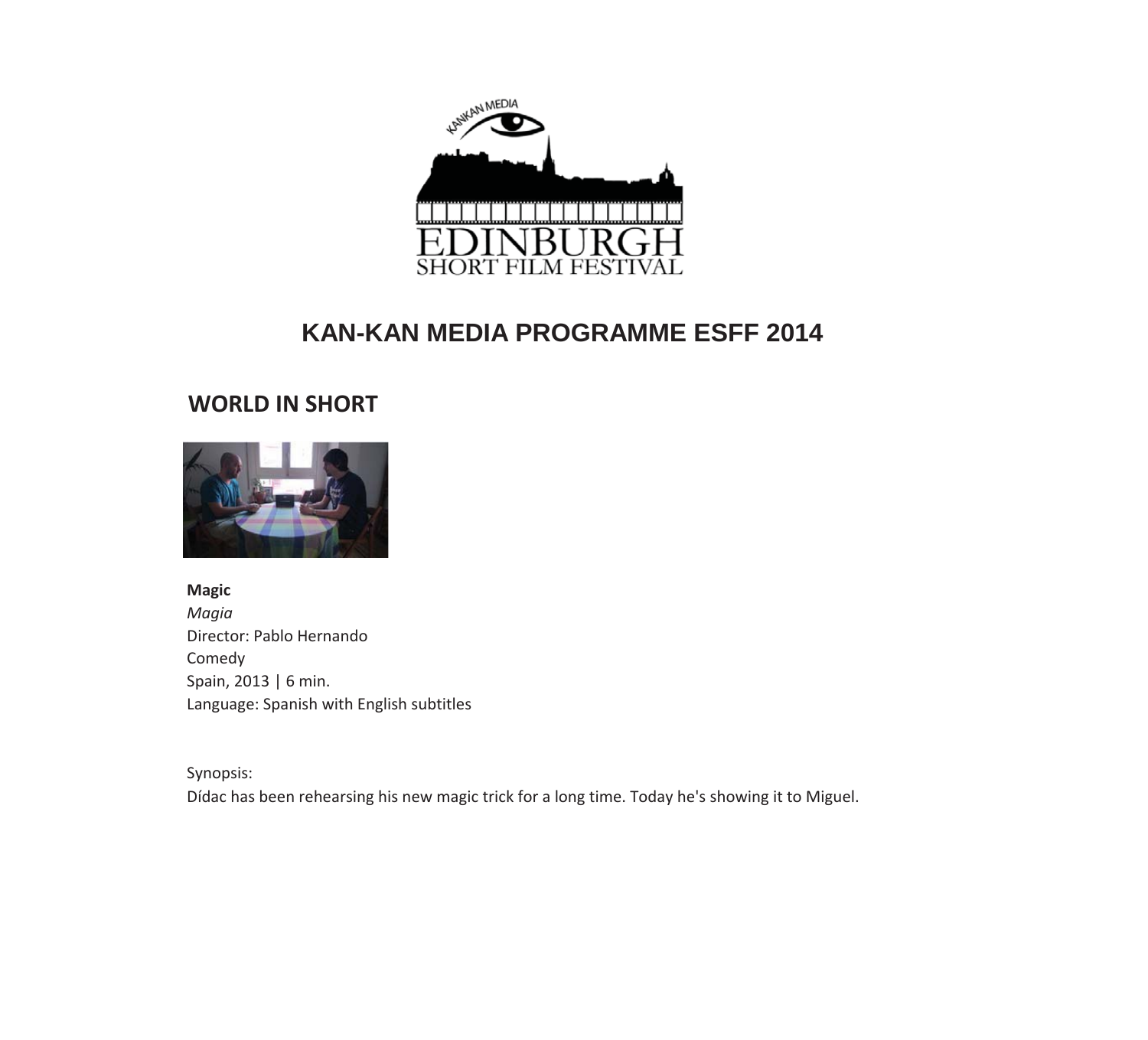# KAN-KAN MEDIA PROGRAMME ESFF 2014

## WORLD IN SHORT

**Magic**
*Magia*
Director: Pablo Hernando
Comedy
Spain, 2013 | 6 min.
Language: Spanish with English subtitles

Synopsis:
Dídac has been rehearsing his new magic trick for a long time. Today he's showing it to Miguel.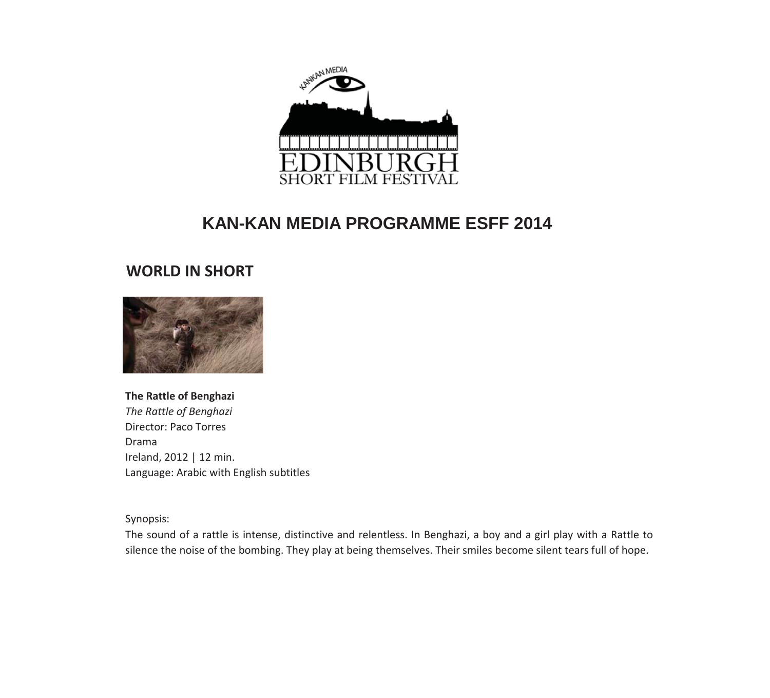# KAN-KAN MEDIA PROGRAMME ESFF 2014

## WORLD IN SHORT

**The Rattle of Benghazi**
*The Rattle of Benghazi*
Director: Paco Torres
Drama
Ireland, 2012 | 12 min.
Language: Arabic with English subtitles

Synopsis:
The sound of a rattle is intense, distinctive and relentless. In Benghazi, a boy and a girl play with a Rattle to silence the noise of the bombing. They play at being themselves. Their smiles become silent tears full of hope.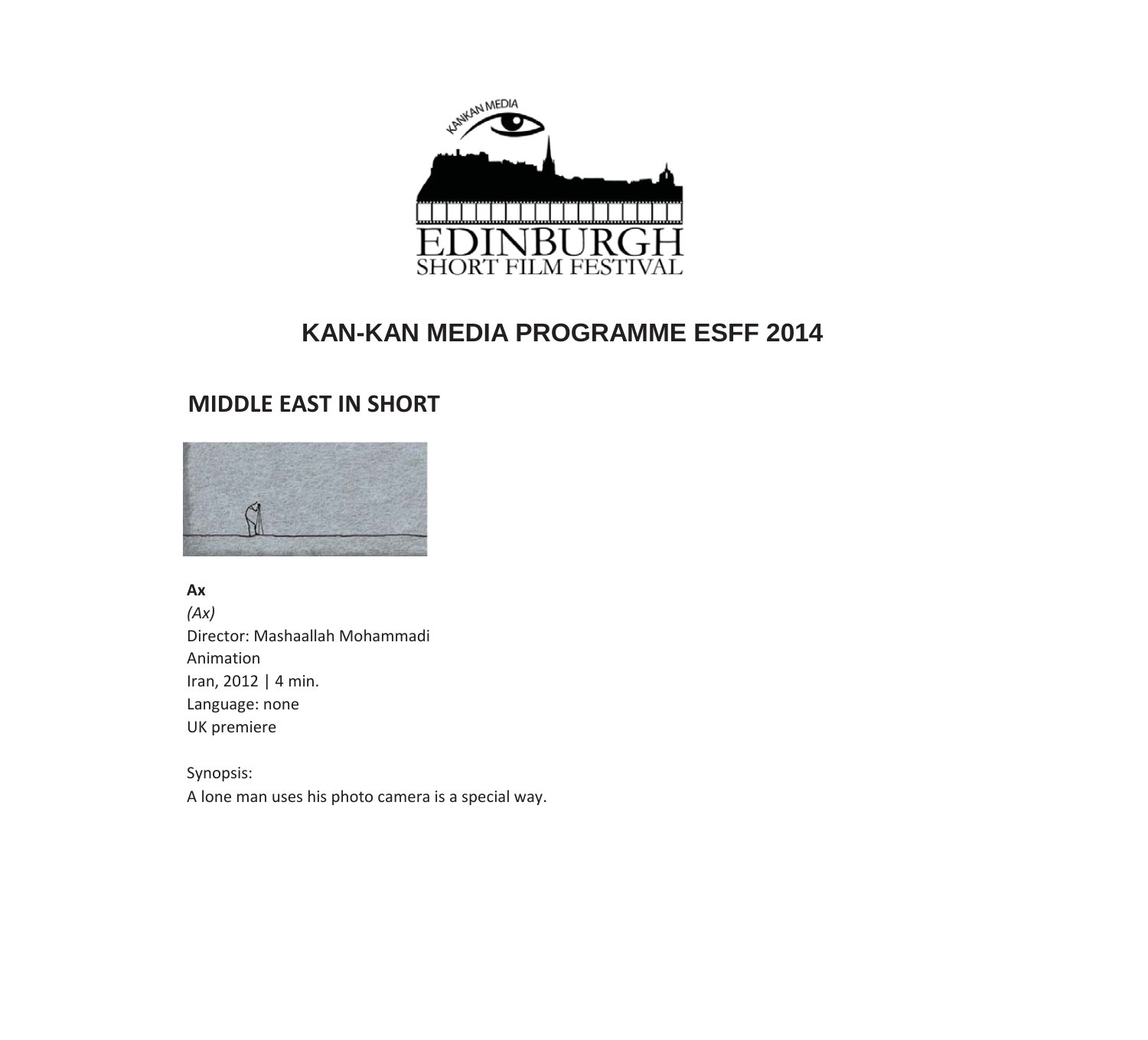# KAN-KAN MEDIA PROGRAMME ESFF 2014

## MIDDLE EAST IN SHORT

**Ax**
*(Ax)*
Director: Mashaallah Mohammadi
Animation
Iran, 2012 | 4 min.
Language: none
UK premiere

Synopsis:
A lone man uses his photo camera is a special way.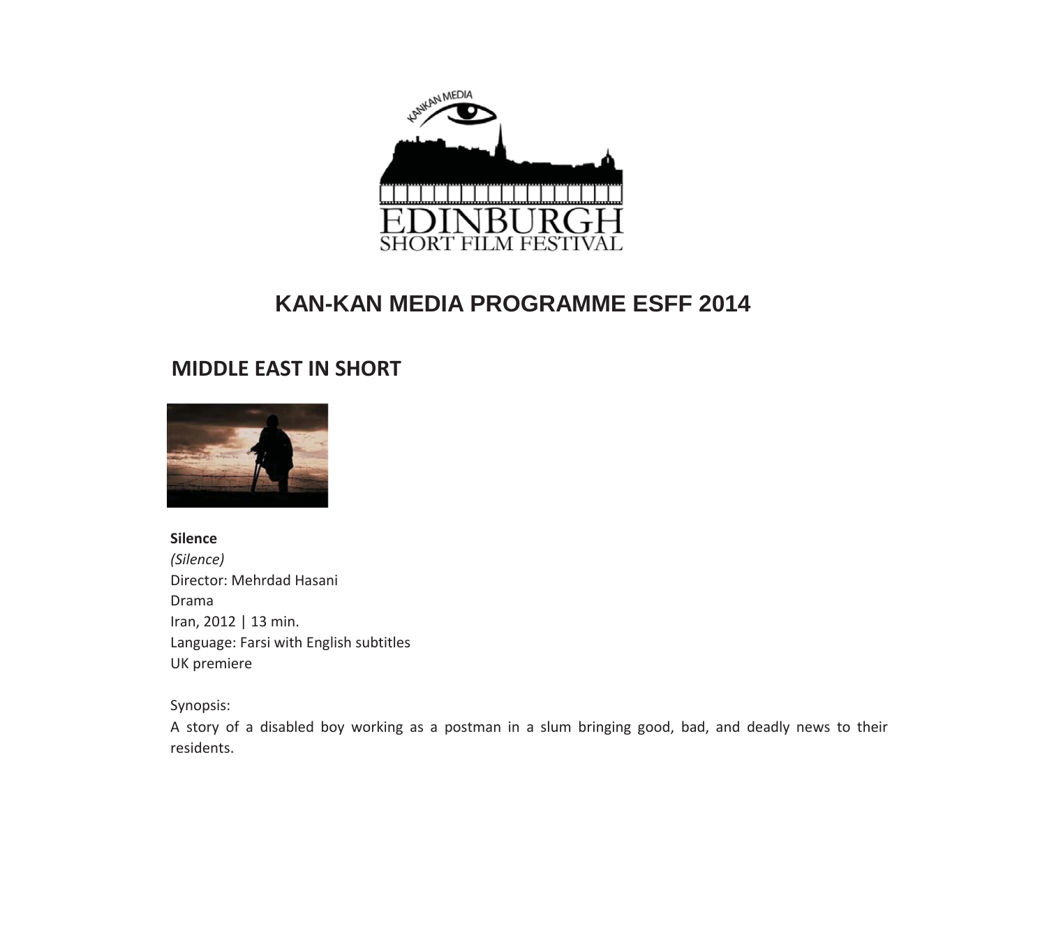# KAN-KAN MEDIA PROGRAMME ESFF 2014

## MIDDLE EAST IN SHORT

**Silence**
*(Silence)*
Director: Mehrdad Hasani
Drama
Iran, 2012 | 13 min.
Language: Farsi with English subtitles
UK premiere

Synopsis:
A story of a disabled boy working as a postman in a slum bringing good, bad, and deadly news to their residents.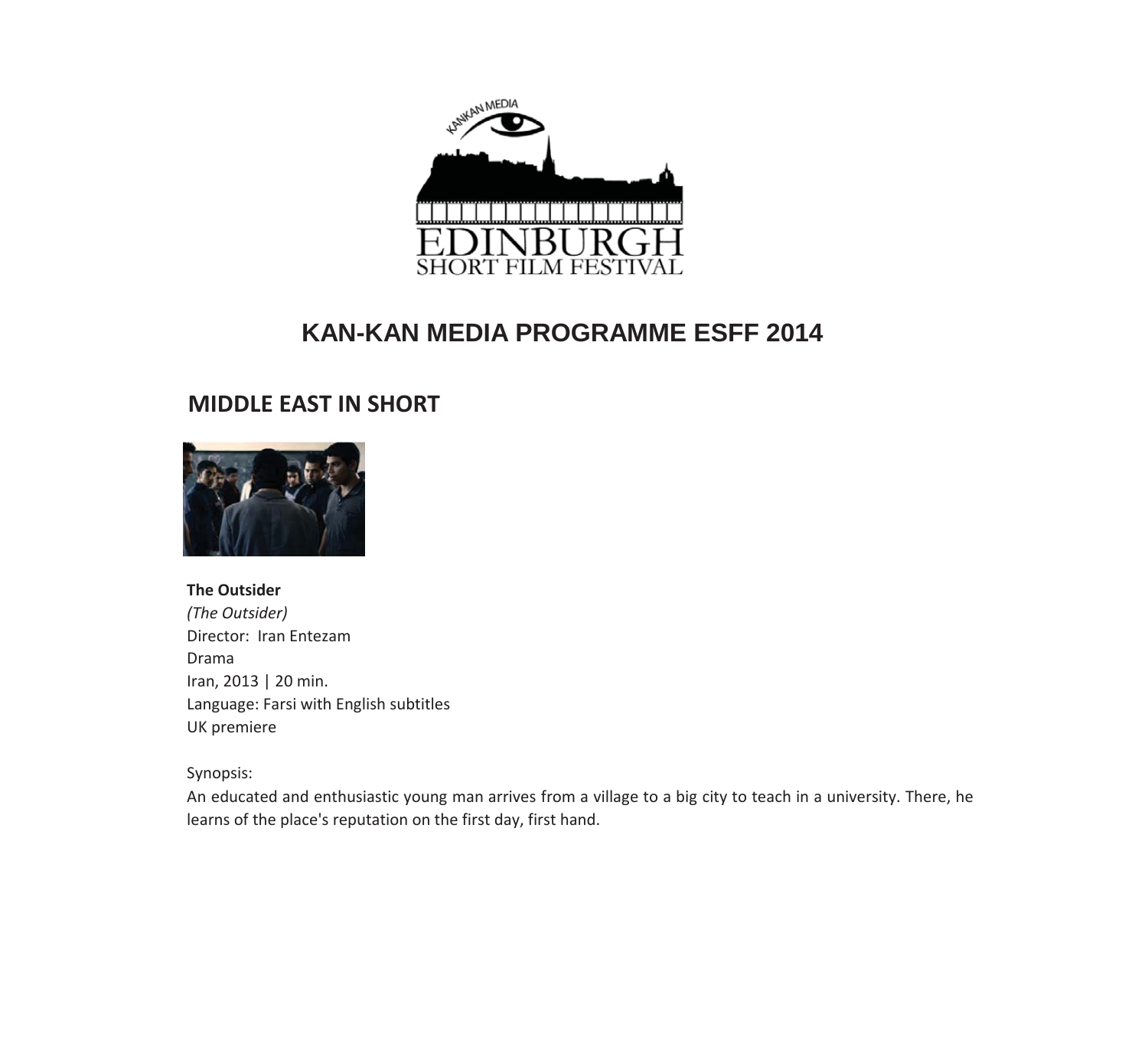# KAN-KAN MEDIA PROGRAMME ESFF 2014

## MIDDLE EAST IN SHORT

**The Outsider**
*(The Outsider)*
Director: Iran Entezam
Drama
Iran, 2013 | 20 min.
Language: Farsi with English subtitles
UK premiere

Synopsis:
An educated and enthusiastic young man arrives from a village to a big city to teach in a university. There, he learns of the place's reputation on the first day, first hand.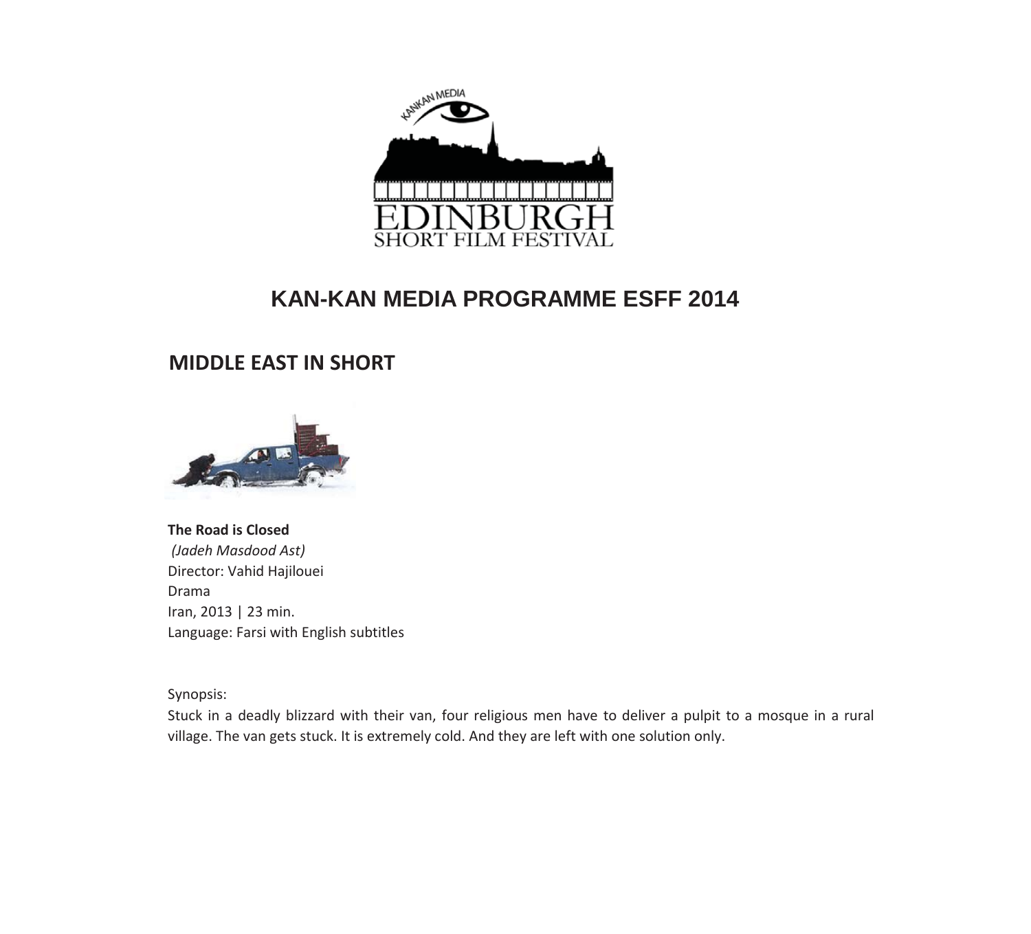# KAN-KAN MEDIA PROGRAMME ESFF 2014

## MIDDLE EAST IN SHORT

**The Road is Closed**
*(Jadeh Masdood Ast)*
Director: Vahid Hajilouei
Drama
Iran, 2013 | 23 min.
Language: Farsi with English subtitles

Synopsis:
Stuck in a deadly blizzard with their van, four religious men have to deliver a pulpit to a mosque in a rural village. The van gets stuck. It is extremely cold. And they are left with one solution only.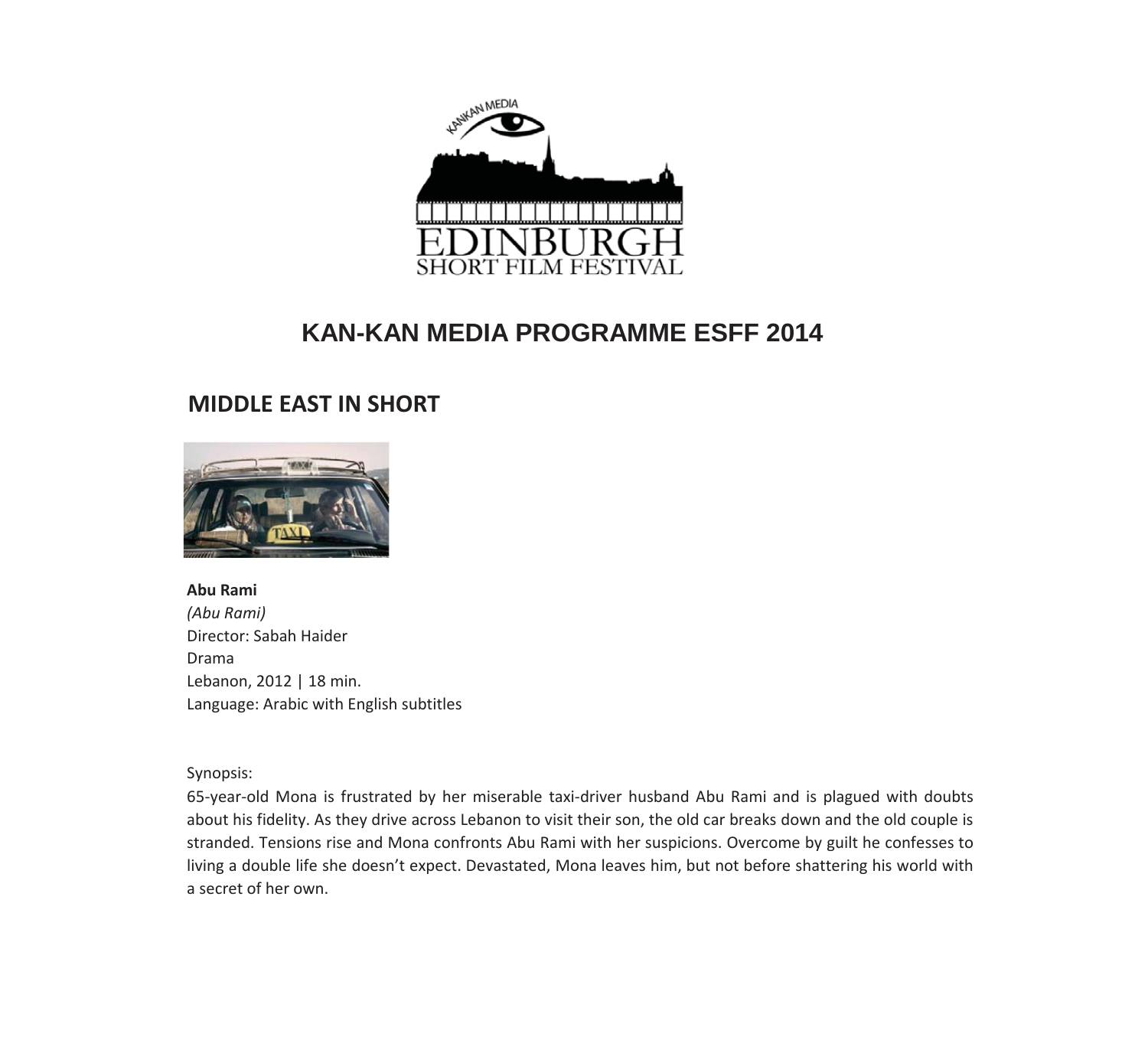# KAN-KAN MEDIA PROGRAMME ESFF 2014

## MIDDLE EAST IN SHORT

**Abu Rami**
*(Abu Rami)*
Director: Sabah Haider
Drama
Lebanon, 2012 | 18 min.
Language: Arabic with English subtitles

Synopsis:
65-year-old Mona is frustrated by her miserable taxi-driver husband Abu Rami and is plagued with doubts about his fidelity. As they drive across Lebanon to visit their son, the old car breaks down and the old couple is stranded. Tensions rise and Mona confronts Abu Rami with her suspicions. Overcome by guilt he confesses to living a double life she doesn't expect. Devastated, Mona leaves him, but not before shattering his world with a secret of her own.